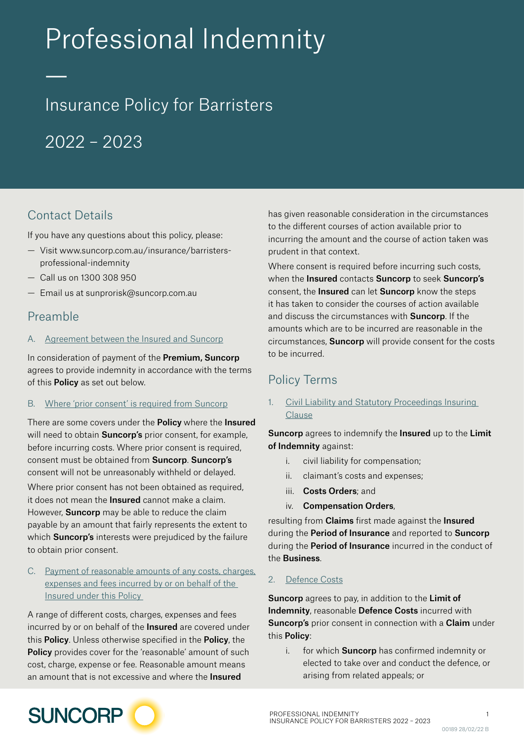# Professional Indemnity

## Insurance Policy for Barristers

## 2022 – 2023

## Contact Details

If you have any questions about this policy, please:

- Visit www.suncorp.com.au/insurance/barristers-professional-indemnity
- Call us on 1300 308 950
- Email us at sunprorisk@suncorp.com.au

## Preamble

### A. Agreement between the Insured and Suncorp

In consideration of payment of the **Premium, Suncorp** agrees to provide indemnity in accordance with the terms of this **Policy** as set out below.

### B. Where 'prior consent' is required from Suncorp

There are some covers under the **Policy** where the **Insured** will need to obtain **Suncorp's** prior consent, for example, before incurring costs. Where prior consent is required, consent must be obtained from **Suncorp**. **Suncorp's** consent will not be unreasonably withheld or delayed.

Where prior consent has not been obtained as required, it does not mean the **Insured** cannot make a claim. However, **Suncorp** may be able to reduce the claim payable by an amount that fairly represents the extent to which **Suncorp's** interests were prejudiced by the failure to obtain prior consent.

### C. Payment of reasonable amounts of any costs, charges, expenses and fees incurred by or on behalf of the Insured under this Policy

A range of different costs, charges, expenses and fees incurred by or on behalf of the **Insured** are covered under this **Policy**. Unless otherwise specified in the **Policy**, the **Policy** provides cover for the 'reasonable' amount of such cost, charge, expense or fee. Reasonable amount means an amount that is not excessive and where the **Insured** has given reasonable consideration in the circumstances to the different courses of action available prior to incurring the amount and the course of action taken was prudent in that context.

Where consent is required before incurring such costs, when the **Insured** contacts **Suncorp** to seek **Suncorp's** consent, the **Insured** can let **Suncorp** know the steps it has taken to consider the courses of action available and discuss the circumstances with **Suncorp**. If the amounts which are to be incurred are reasonable in the circumstances, **Suncorp** will provide consent for the costs to be incurred.

## Policy Terms

### 1. Civil Liability and Statutory Proceedings Insuring Clause

**Suncorp** agrees to indemnify the **Insured** up to the **Limit of Indemnity** against:

i. civil liability for compensation;

ii. claimant's costs and expenses;

iii. **Costs Orders**; and

iv. **Compensation Orders**,

resulting from **Claims** first made against the **Insured** during the **Period of Insurance** and reported to **Suncorp** during the **Period of Insurance** incurred in the conduct of the **Business**.

### 2. Defence Costs

**Suncorp** agrees to pay, in addition to the **Limit of Indemnity**, reasonable **Defence Costs** incurred with **Suncorp's** prior consent in connection with a **Claim** under this **Policy**:

i. for which **Suncorp** has confirmed indemnity or elected to take over and conduct the defence, or arising from related appeals; or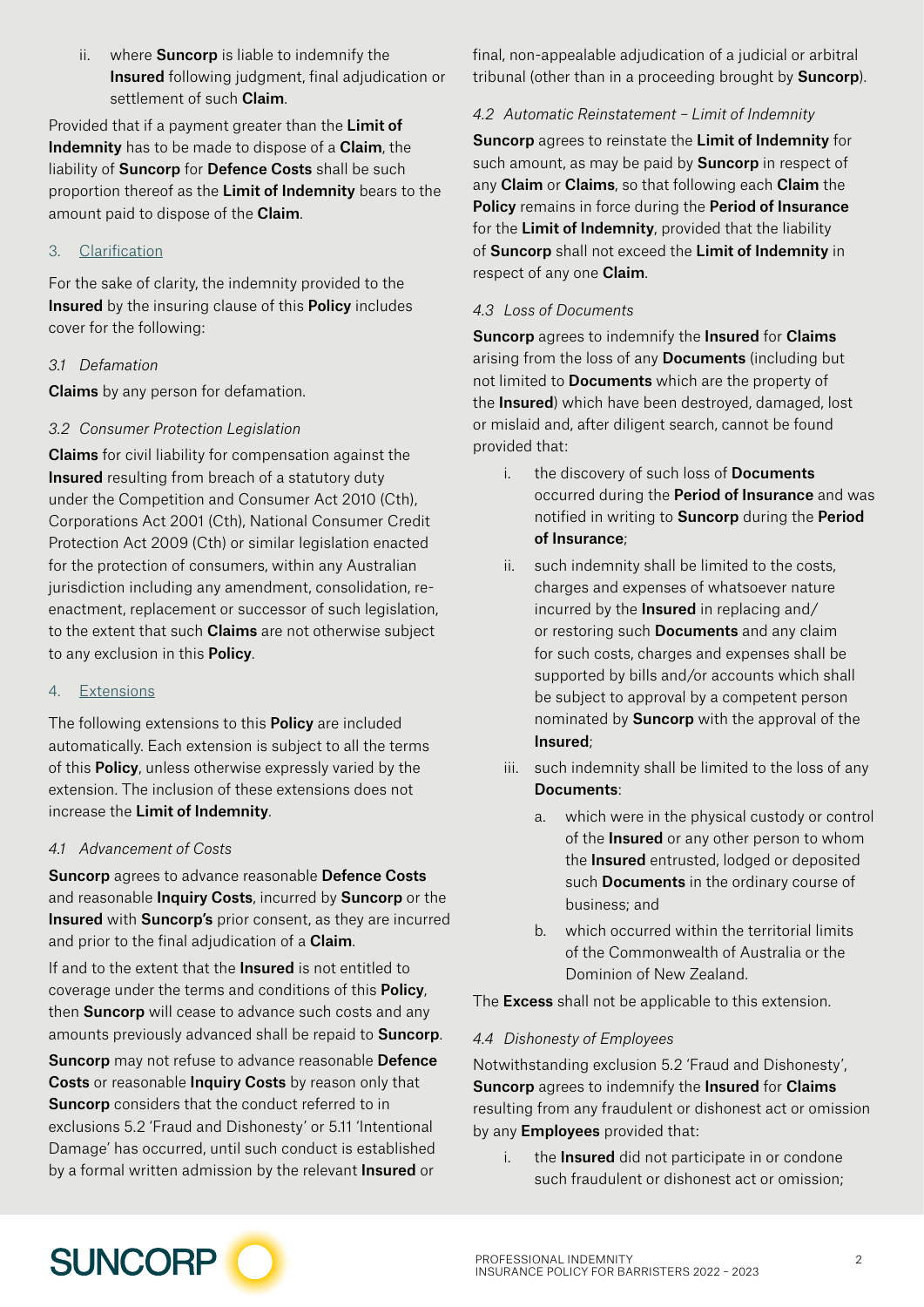ii. where **Suncorp** is liable to indemnify the **Insured** following judgment, final adjudication or settlement of such **Claim**.

Provided that if a payment greater than the **Limit of Indemnity** has to be made to dispose of a **Claim**, the liability of **Suncorp** for **Defence Costs** shall be such proportion thereof as the **Limit of Indemnity** bears to the amount paid to dispose of the **Claim**.

## 3. Clarification

For the sake of clarity, the indemnity provided to the **Insured** by the insuring clause of this **Policy** includes cover for the following:

### *3.1 Defamation*

**Claims** by any person for defamation.

### *3.2 Consumer Protection Legislation*

**Claims** for civil liability for compensation against the **Insured** resulting from breach of a statutory duty under the Competition and Consumer Act 2010 (Cth), Corporations Act 2001 (Cth), National Consumer Credit Protection Act 2009 (Cth) or similar legislation enacted for the protection of consumers, within any Australian jurisdiction including any amendment, consolidation, re-enactment, replacement or successor of such legislation, to the extent that such **Claims** are not otherwise subject to any exclusion in this **Policy**.

## 4. Extensions

The following extensions to this **Policy** are included automatically. Each extension is subject to all the terms of this **Policy**, unless otherwise expressly varied by the extension. The inclusion of these extensions does not increase the **Limit of Indemnity**.

### *4.1 Advancement of Costs*

**Suncorp** agrees to advance reasonable **Defence Costs** and reasonable **Inquiry Costs**, incurred by **Suncorp** or the **Insured** with **Suncorp's** prior consent, as they are incurred and prior to the final adjudication of a **Claim**.

If and to the extent that the **Insured** is not entitled to coverage under the terms and conditions of this **Policy**, then **Suncorp** will cease to advance such costs and any amounts previously advanced shall be repaid to **Suncorp**.

**Suncorp** may not refuse to advance reasonable **Defence Costs** or reasonable **Inquiry Costs** by reason only that **Suncorp** considers that the conduct referred to in exclusions 5.2 'Fraud and Dishonesty' or 5.11 'Intentional Damage' has occurred, until such conduct is established by a formal written admission by the relevant **Insured** or final, non-appealable adjudication of a judicial or arbitral tribunal (other than in a proceeding brought by **Suncorp**).

### *4.2 Automatic Reinstatement – Limit of Indemnity*

**Suncorp** agrees to reinstate the **Limit of Indemnity** for such amount, as may be paid by **Suncorp** in respect of any **Claim** or **Claims**, so that following each **Claim** the **Policy** remains in force during the **Period of Insurance** for the **Limit of Indemnity**, provided that the liability of **Suncorp** shall not exceed the **Limit of Indemnity** in respect of any one **Claim**.

### *4.3 Loss of Documents*

**Suncorp** agrees to indemnify the **Insured** for **Claims** arising from the loss of any **Documents** (including but not limited to **Documents** which are the property of the **Insured**) which have been destroyed, damaged, lost or mislaid and, after diligent search, cannot be found provided that:

i. the discovery of such loss of **Documents** occurred during the **Period of Insurance** and was notified in writing to **Suncorp** during the **Period of Insurance**;

ii. such indemnity shall be limited to the costs, charges and expenses of whatsoever nature incurred by the **Insured** in replacing and/or restoring such **Documents** and any claim for such costs, charges and expenses shall be supported by bills and/or accounts which shall be subject to approval by a competent person nominated by **Suncorp** with the approval of the **Insured**;

iii. such indemnity shall be limited to the loss of any **Documents**:

   a. which were in the physical custody or control of the **Insured** or any other person to whom the **Insured** entrusted, lodged or deposited such **Documents** in the ordinary course of business; and

   b. which occurred within the territorial limits of the Commonwealth of Australia or the Dominion of New Zealand.

The **Excess** shall not be applicable to this extension.

### *4.4 Dishonesty of Employees*

Notwithstanding exclusion 5.2 'Fraud and Dishonesty', **Suncorp** agrees to indemnify the **Insured** for **Claims** resulting from any fraudulent or dishonest act or omission by any **Employees** provided that:

i. the **Insured** did not participate in or condone such fraudulent or dishonest act or omission;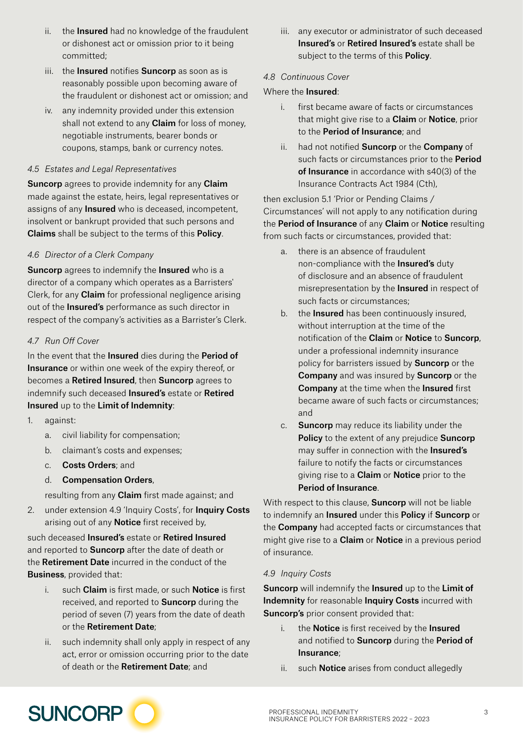ii. the **Insured** had no knowledge of the fraudulent or dishonest act or omission prior to it being committed;

iii. the **Insured** notifies **Suncorp** as soon as is reasonably possible upon becoming aware of the fraudulent or dishonest act or omission; and

iv. any indemnity provided under this extension shall not extend to any **Claim** for loss of money, negotiable instruments, bearer bonds or coupons, stamps, bank or currency notes.

*4.5 Estates and Legal Representatives*

**Suncorp** agrees to provide indemnity for any **Claim** made against the estate, heirs, legal representatives or assigns of any **Insured** who is deceased, incompetent, insolvent or bankrupt provided that such persons and **Claims** shall be subject to the terms of this **Policy**.

*4.6 Director of a Clerk Company*

**Suncorp** agrees to indemnify the **Insured** who is a director of a company which operates as a Barristers' Clerk, for any **Claim** for professional negligence arising out of the **Insured's** performance as such director in respect of the company's activities as a Barrister's Clerk.

*4.7 Run Off Cover*

In the event that the **Insured** dies during the **Period of Insurance** or within one week of the expiry thereof, or becomes a **Retired Insured**, then **Suncorp** agrees to indemnify such deceased **Insured's** estate or **Retired Insured** up to the **Limit of Indemnity**:

1. against:
    a. civil liability for compensation;
    b. claimant's costs and expenses;
    c. **Costs Orders**; and
    d. **Compensation Orders**,

    resulting from any **Claim** first made against; and
2. under extension 4.9 'Inquiry Costs', for **Inquiry Costs** arising out of any **Notice** first received by,

such deceased **Insured's** estate or **Retired Insured** and reported to **Suncorp** after the date of death or the **Retirement Date** incurred in the conduct of the **Business**, provided that:

i. such **Claim** is first made, or such **Notice** is first received, and reported to **Suncorp** during the period of seven (7) years from the date of death or the **Retirement Date**;

ii. such indemnity shall only apply in respect of any act, error or omission occurring prior to the date of death or the **Retirement Date**; and

iii. any executor or administrator of such deceased **Insured's** or **Retired Insured's** estate shall be subject to the terms of this **Policy**.

*4.8 Continuous Cover*

Where the **Insured**:

i. first became aware of facts or circumstances that might give rise to a **Claim** or **Notice**, prior to the **Period of Insurance**; and

ii. had not notified **Suncorp** or the **Company** of such facts or circumstances prior to the **Period of Insurance** in accordance with s40(3) of the Insurance Contracts Act 1984 (Cth),

then exclusion 5.1 'Prior or Pending Claims / Circumstances' will not apply to any notification during the **Period of Insurance** of any **Claim** or **Notice** resulting from such facts or circumstances, provided that:

a. there is an absence of fraudulent non-compliance with the **Insured's** duty of disclosure and an absence of fraudulent misrepresentation by the **Insured** in respect of such facts or circumstances;

b. the **Insured** has been continuously insured, without interruption at the time of the notification of the **Claim** or **Notice** to **Suncorp**, under a professional indemnity insurance policy for barristers issued by **Suncorp** or the **Company** and was insured by **Suncorp** or the **Company** at the time when the **Insured** first became aware of such facts or circumstances; and

c. **Suncorp** may reduce its liability under the **Policy** to the extent of any prejudice **Suncorp** may suffer in connection with the **Insured's** failure to notify the facts or circumstances giving rise to a **Claim** or **Notice** prior to the **Period of Insurance**.

With respect to this clause, **Suncorp** will not be liable to indemnify an **Insured** under this **Policy** if **Suncorp** or the **Company** had accepted facts or circumstances that might give rise to a **Claim** or **Notice** in a previous period of insurance.

*4.9 Inquiry Costs*

**Suncorp** will indemnify the **Insured** up to the **Limit of Indemnity** for reasonable **Inquiry Costs** incurred with **Suncorp's** prior consent provided that:

i. the **Notice** is first received by the **Insured** and notified to **Suncorp** during the **Period of Insurance**;

ii. such **Notice** arises from conduct allegedly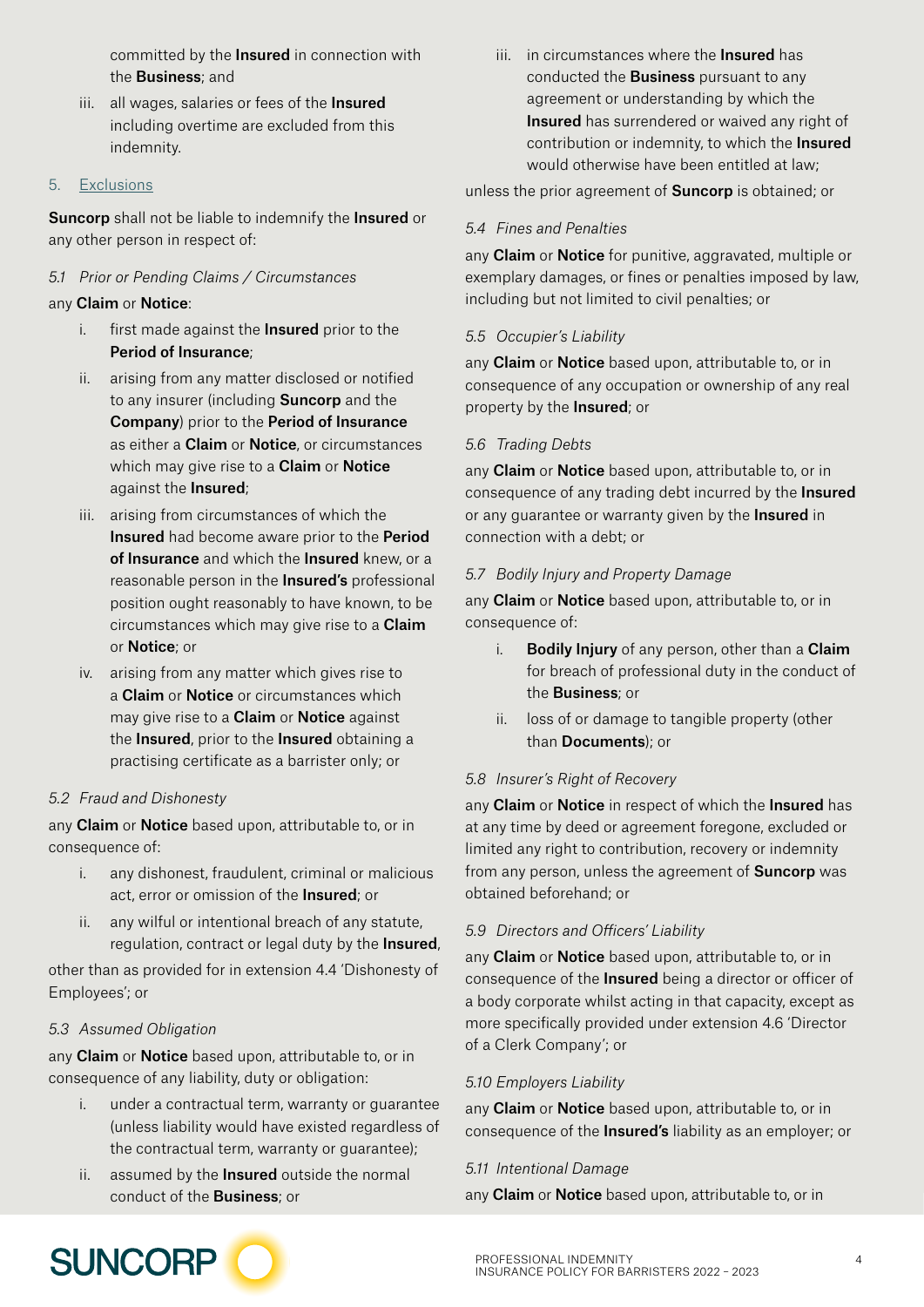committed by the **Insured** in connection with the **Business**; and

iii. all wages, salaries or fees of the **Insured** including overtime are excluded from this indemnity.

5. Exclusions

**Suncorp** shall not be liable to indemnify the **Insured** or any other person in respect of:

*5.1 Prior or Pending Claims / Circumstances*

any **Claim** or **Notice**:

i. first made against the **Insured** prior to the **Period of Insurance**;

ii. arising from any matter disclosed or notified to any insurer (including **Suncorp** and the **Company**) prior to the **Period of Insurance** as either a **Claim** or **Notice**, or circumstances which may give rise to a **Claim** or **Notice** against the **Insured**;

iii. arising from circumstances of which the **Insured** had become aware prior to the **Period of Insurance** and which the **Insured** knew, or a reasonable person in the **Insured's** professional position ought reasonably to have known, to be circumstances which may give rise to a **Claim** or **Notice**; or

iv. arising from any matter which gives rise to a **Claim** or **Notice** or circumstances which may give rise to a **Claim** or **Notice** against the **Insured**, prior to the **Insured** obtaining a practising certificate as a barrister only; or

*5.2 Fraud and Dishonesty*

any **Claim** or **Notice** based upon, attributable to, or in consequence of:

i. any dishonest, fraudulent, criminal or malicious act, error or omission of the **Insured**; or

ii. any wilful or intentional breach of any statute, regulation, contract or legal duty by the **Insured**,

other than as provided for in extension 4.4 'Dishonesty of Employees'; or

*5.3 Assumed Obligation*

any **Claim** or **Notice** based upon, attributable to, or in consequence of any liability, duty or obligation:

i. under a contractual term, warranty or guarantee (unless liability would have existed regardless of the contractual term, warranty or guarantee);

ii. assumed by the **Insured** outside the normal conduct of the **Business**; or

iii. in circumstances where the **Insured** has conducted the **Business** pursuant to any agreement or understanding by which the **Insured** has surrendered or waived any right of contribution or indemnity, to which the **Insured** would otherwise have been entitled at law;

unless the prior agreement of **Suncorp** is obtained; or

*5.4 Fines and Penalties*

any **Claim** or **Notice** for punitive, aggravated, multiple or exemplary damages, or fines or penalties imposed by law, including but not limited to civil penalties; or

*5.5 Occupier's Liability*

any **Claim** or **Notice** based upon, attributable to, or in consequence of any occupation or ownership of any real property by the **Insured**; or

*5.6 Trading Debts*

any **Claim** or **Notice** based upon, attributable to, or in consequence of any trading debt incurred by the **Insured** or any guarantee or warranty given by the **Insured** in connection with a debt; or

*5.7 Bodily Injury and Property Damage*

any **Claim** or **Notice** based upon, attributable to, or in consequence of:

i. **Bodily Injury** of any person, other than a **Claim** for breach of professional duty in the conduct of the **Business**; or

ii. loss of or damage to tangible property (other than **Documents**); or

*5.8 Insurer's Right of Recovery*

any **Claim** or **Notice** in respect of which the **Insured** has at any time by deed or agreement foregone, excluded or limited any right to contribution, recovery or indemnity from any person, unless the agreement of **Suncorp** was obtained beforehand; or

*5.9 Directors and Officers' Liability*

any **Claim** or **Notice** based upon, attributable to, or in consequence of the **Insured** being a director or officer of a body corporate whilst acting in that capacity, except as more specifically provided under extension 4.6 'Director of a Clerk Company'; or

*5.10 Employers Liability*

any **Claim** or **Notice** based upon, attributable to, or in consequence of the **Insured's** liability as an employer; or

*5.11 Intentional Damage*

any **Claim** or **Notice** based upon, attributable to, or in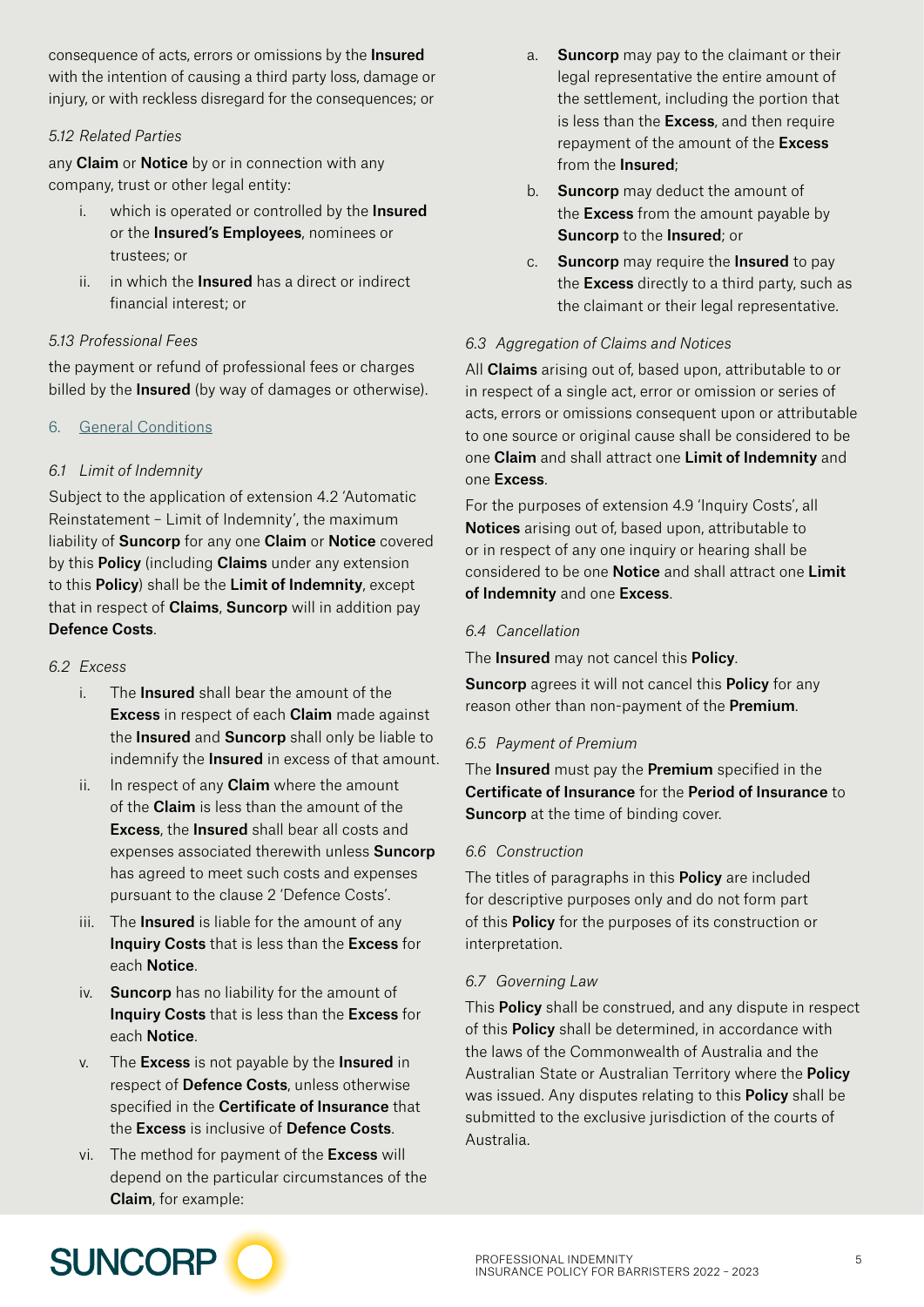consequence of acts, errors or omissions by the **Insured** with the intention of causing a third party loss, damage or injury, or with reckless disregard for the consequences; or

*5.12 Related Parties*

any **Claim** or **Notice** by or in connection with any company, trust or other legal entity:

i. which is operated or controlled by the **Insured** or the **Insured's Employees**, nominees or trustees; or
ii. in which the **Insured** has a direct or indirect financial interest; or

*5.13 Professional Fees*

the payment or refund of professional fees or charges billed by the **Insured** (by way of damages or otherwise).

## 6. General Conditions

*6.1 Limit of Indemnity*

Subject to the application of extension 4.2 'Automatic Reinstatement – Limit of Indemnity', the maximum liability of **Suncorp** for any one **Claim** or **Notice** covered by this **Policy** (including **Claims** under any extension to this **Policy**) shall be the **Limit of Indemnity**, except that in respect of **Claims**, **Suncorp** will in addition pay **Defence Costs**.

*6.2 Excess*

i. The **Insured** shall bear the amount of the **Excess** in respect of each **Claim** made against the **Insured** and **Suncorp** shall only be liable to indemnify the **Insured** in excess of that amount.
ii. In respect of any **Claim** where the amount of the **Claim** is less than the amount of the **Excess**, the **Insured** shall bear all costs and expenses associated therewith unless **Suncorp** has agreed to meet such costs and expenses pursuant to the clause 2 'Defence Costs'.
iii. The **Insured** is liable for the amount of any **Inquiry Costs** that is less than the **Excess** for each **Notice**.
iv. **Suncorp** has no liability for the amount of **Inquiry Costs** that is less than the **Excess** for each **Notice**.
v. The **Excess** is not payable by the **Insured** in respect of **Defence Costs**, unless otherwise specified in the **Certificate of Insurance** that the **Excess** is inclusive of **Defence Costs**.
vi. The method for payment of the **Excess** will depend on the particular circumstances of the **Claim**, for example:
    a. **Suncorp** may pay to the claimant or their legal representative the entire amount of the settlement, including the portion that is less than the **Excess**, and then require repayment of the amount of the **Excess** from the **Insured**;
    b. **Suncorp** may deduct the amount of the **Excess** from the amount payable by **Suncorp** to the **Insured**; or
    c. **Suncorp** may require the **Insured** to pay the **Excess** directly to a third party, such as the claimant or their legal representative.

*6.3 Aggregation of Claims and Notices*

All **Claims** arising out of, based upon, attributable to or in respect of a single act, error or omission or series of acts, errors or omissions consequent upon or attributable to one source or original cause shall be considered to be one **Claim** and shall attract one **Limit of Indemnity** and one **Excess**.

For the purposes of extension 4.9 'Inquiry Costs', all **Notices** arising out of, based upon, attributable to or in respect of any one inquiry or hearing shall be considered to be one **Notice** and shall attract one **Limit of Indemnity** and one **Excess**.

*6.4 Cancellation*

The **Insured** may not cancel this **Policy**.

**Suncorp** agrees it will not cancel this **Policy** for any reason other than non-payment of the **Premium**.

*6.5 Payment of Premium*

The **Insured** must pay the **Premium** specified in the **Certificate of Insurance** for the **Period of Insurance** to **Suncorp** at the time of binding cover.

*6.6 Construction*

The titles of paragraphs in this **Policy** are included for descriptive purposes only and do not form part of this **Policy** for the purposes of its construction or interpretation.

*6.7 Governing Law*

This **Policy** shall be construed, and any dispute in respect of this **Policy** shall be determined, in accordance with the laws of the Commonwealth of Australia and the Australian State or Australian Territory where the **Policy** was issued. Any disputes relating to this **Policy** shall be submitted to the exclusive jurisdiction of the courts of Australia.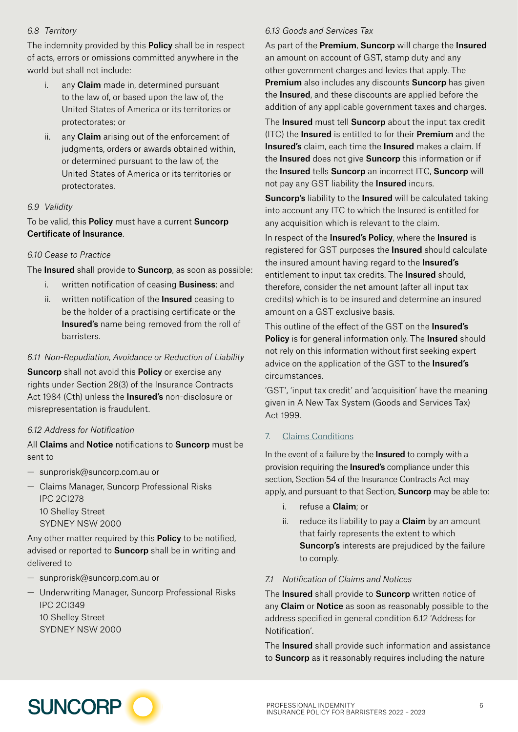*6.8 Territory*

The indemnity provided by this **Policy** shall be in respect of acts, errors or omissions committed anywhere in the world but shall not include:

i. any **Claim** made in, determined pursuant to the law of, or based upon the law of, the United States of America or its territories or protectorates; or

ii. any **Claim** arising out of the enforcement of judgments, orders or awards obtained within, or determined pursuant to the law of, the United States of America or its territories or protectorates.

*6.9 Validity*

To be valid, this **Policy** must have a current **Suncorp Certificate of Insurance**.

*6.10 Cease to Practice*

The **Insured** shall provide to **Suncorp**, as soon as possible:

i. written notification of ceasing **Business**; and

ii. written notification of the **Insured** ceasing to be the holder of a practising certificate or the **Insured's** name being removed from the roll of barristers.

*6.11 Non-Repudiation, Avoidance or Reduction of Liability*

**Suncorp** shall not avoid this **Policy** or exercise any rights under Section 28(3) of the Insurance Contracts Act 1984 (Cth) unless the **Insured's** non-disclosure or misrepresentation is fraudulent.

*6.12 Address for Notification*

All **Claims** and **Notice** notifications to **Suncorp** must be sent to

— sunprorisk@suncorp.com.au or

— Claims Manager, Suncorp Professional Risks
IPC 2CI278
10 Shelley Street
SYDNEY NSW 2000

Any other matter required by this **Policy** to be notified, advised or reported to **Suncorp** shall be in writing and delivered to

— sunprorisk@suncorp.com.au or

— Underwriting Manager, Suncorp Professional Risks
IPC 2CI349
10 Shelley Street
SYDNEY NSW 2000

*6.13 Goods and Services Tax*

As part of the **Premium**, **Suncorp** will charge the **Insured** an amount on account of GST, stamp duty and any other government charges and levies that apply. The **Premium** also includes any discounts **Suncorp** has given the **Insured**, and these discounts are applied before the addition of any applicable government taxes and charges.

The **Insured** must tell **Suncorp** about the input tax credit (ITC) the **Insured** is entitled to for their **Premium** and the **Insured's** claim, each time the **Insured** makes a claim. If the **Insured** does not give **Suncorp** this information or if the **Insured** tells **Suncorp** an incorrect ITC, **Suncorp** will not pay any GST liability the **Insured** incurs.

**Suncorp's** liability to the **Insured** will be calculated taking into account any ITC to which the Insured is entitled for any acquisition which is relevant to the claim.

In respect of the **Insured's Policy**, where the **Insured** is registered for GST purposes the **Insured** should calculate the insured amount having regard to the **Insured's** entitlement to input tax credits. The **Insured** should, therefore, consider the net amount (after all input tax credits) which is to be insured and determine an insured amount on a GST exclusive basis.

This outline of the effect of the GST on the **Insured's Policy** is for general information only. The **Insured** should not rely on this information without first seeking expert advice on the application of the GST to the **Insured's** circumstances.

'GST', 'input tax credit' and 'acquisition' have the meaning given in A New Tax System (Goods and Services Tax) Act 1999.

## 7. Claims Conditions

In the event of a failure by the **Insured** to comply with a provision requiring the **Insured's** compliance under this section, Section 54 of the Insurance Contracts Act may apply, and pursuant to that Section, **Suncorp** may be able to:

i. refuse a **Claim**; or

ii. reduce its liability to pay a **Claim** by an amount that fairly represents the extent to which **Suncorp's** interests are prejudiced by the failure to comply.

*7.1 Notification of Claims and Notices*

The **Insured** shall provide to **Suncorp** written notice of any **Claim** or **Notice** as soon as reasonably possible to the address specified in general condition 6.12 'Address for Notification'.

The **Insured** shall provide such information and assistance to **Suncorp** as it reasonably requires including the nature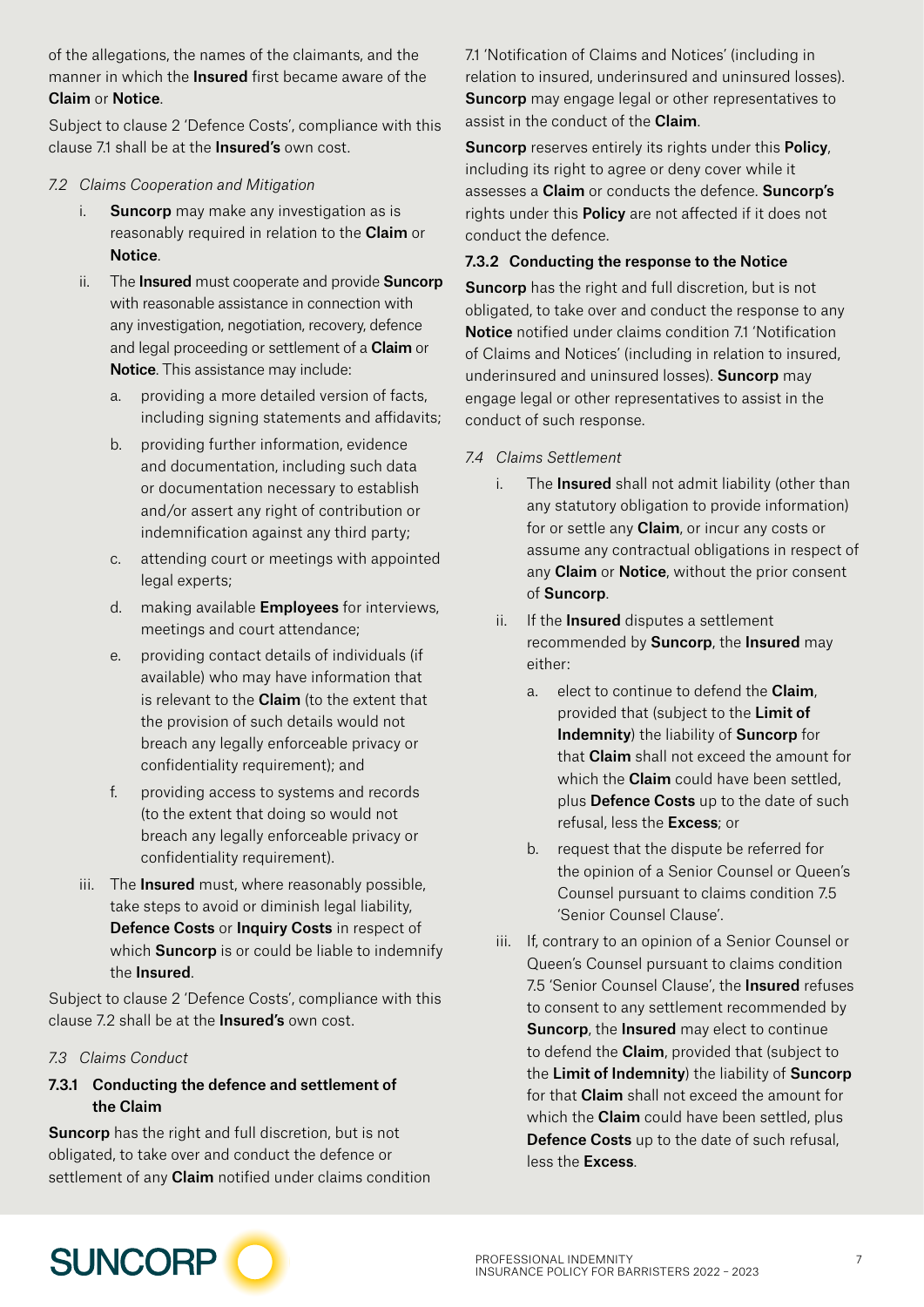of the allegations, the names of the claimants, and the manner in which the **Insured** first became aware of the **Claim** or **Notice**.

Subject to clause 2 'Defence Costs', compliance with this clause 7.1 shall be at the **Insured's** own cost.

*7.2 Claims Cooperation and Mitigation*

i. **Suncorp** may make any investigation as is reasonably required in relation to the **Claim** or **Notice**.

ii. The **Insured** must cooperate and provide **Suncorp** with reasonable assistance in connection with any investigation, negotiation, recovery, defence and legal proceeding or settlement of a **Claim** or **Notice**. This assistance may include:

   a. providing a more detailed version of facts, including signing statements and affidavits;

   b. providing further information, evidence and documentation, including such data or documentation necessary to establish and/or assert any right of contribution or indemnification against any third party;

   c. attending court or meetings with appointed legal experts;

   d. making available **Employees** for interviews, meetings and court attendance;

   e. providing contact details of individuals (if available) who may have information that is relevant to the **Claim** (to the extent that the provision of such details would not breach any legally enforceable privacy or confidentiality requirement); and

   f. providing access to systems and records (to the extent that doing so would not breach any legally enforceable privacy or confidentiality requirement).

iii. The **Insured** must, where reasonably possible, take steps to avoid or diminish legal liability, **Defence Costs** or **Inquiry Costs** in respect of which **Suncorp** is or could be liable to indemnify the **Insured**.

Subject to clause 2 'Defence Costs', compliance with this clause 7.2 shall be at the **Insured's** own cost.

*7.3 Claims Conduct*

**7.3.1 Conducting the defence and settlement of the Claim**

**Suncorp** has the right and full discretion, but is not obligated, to take over and conduct the defence or settlement of any **Claim** notified under claims condition 7.1 'Notification of Claims and Notices' (including in relation to insured, underinsured and uninsured losses). **Suncorp** may engage legal or other representatives to assist in the conduct of the **Claim**.

**Suncorp** reserves entirely its rights under this **Policy**, including its right to agree or deny cover while it assesses a **Claim** or conducts the defence. **Suncorp's** rights under this **Policy** are not affected if it does not conduct the defence.

**7.3.2 Conducting the response to the Notice**

**Suncorp** has the right and full discretion, but is not obligated, to take over and conduct the response to any **Notice** notified under claims condition 7.1 'Notification of Claims and Notices' (including in relation to insured, underinsured and uninsured losses). **Suncorp** may engage legal or other representatives to assist in the conduct of such response.

*7.4 Claims Settlement*

i. The **Insured** shall not admit liability (other than any statutory obligation to provide information) for or settle any **Claim**, or incur any costs or assume any contractual obligations in respect of any **Claim** or **Notice**, without the prior consent of **Suncorp**.

ii. If the **Insured** disputes a settlement recommended by **Suncorp**, the **Insured** may either:

   a. elect to continue to defend the **Claim**, provided that (subject to the **Limit of Indemnity**) the liability of **Suncorp** for that **Claim** shall not exceed the amount for which the **Claim** could have been settled, plus **Defence Costs** up to the date of such refusal, less the **Excess**; or

   b. request that the dispute be referred for the opinion of a Senior Counsel or Queen's Counsel pursuant to claims condition 7.5 'Senior Counsel Clause'.

iii. If, contrary to an opinion of a Senior Counsel or Queen's Counsel pursuant to claims condition 7.5 'Senior Counsel Clause', the **Insured** refuses to consent to any settlement recommended by **Suncorp**, the **Insured** may elect to continue to defend the **Claim**, provided that (subject to the **Limit of Indemnity**) the liability of **Suncorp** for that **Claim** shall not exceed the amount for which the **Claim** could have been settled, plus **Defence Costs** up to the date of such refusal, less the **Excess**.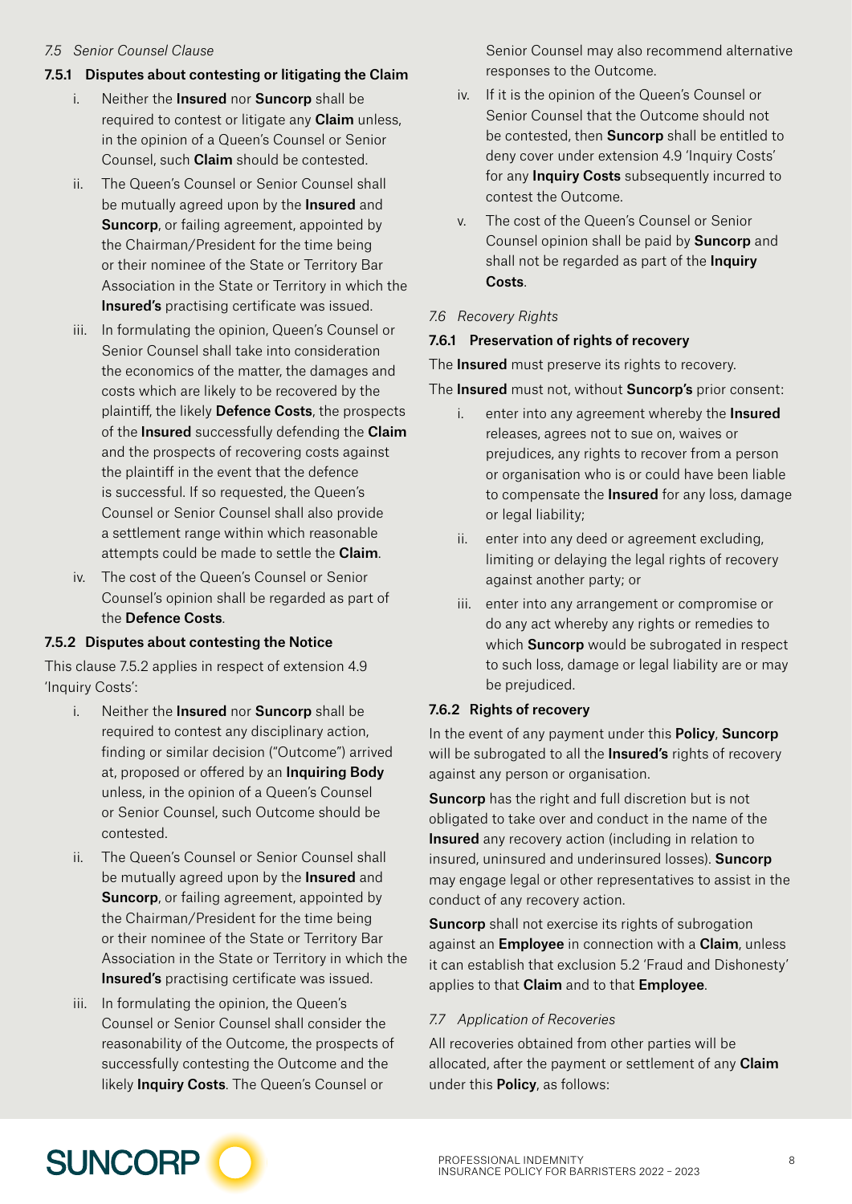*7.5 Senior Counsel Clause*

**7.5.1 Disputes about contesting or litigating the Claim**

i. Neither the **Insured** nor **Suncorp** shall be required to contest or litigate any **Claim** unless, in the opinion of a Queen's Counsel or Senior Counsel, such **Claim** should be contested.

ii. The Queen's Counsel or Senior Counsel shall be mutually agreed upon by the **Insured** and **Suncorp**, or failing agreement, appointed by the Chairman/President for the time being or their nominee of the State or Territory Bar Association in the State or Territory in which the **Insured's** practising certificate was issued.

iii. In formulating the opinion, Queen's Counsel or Senior Counsel shall take into consideration the economics of the matter, the damages and costs which are likely to be recovered by the plaintiff, the likely **Defence Costs**, the prospects of the **Insured** successfully defending the **Claim** and the prospects of recovering costs against the plaintiff in the event that the defence is successful. If so requested, the Queen's Counsel or Senior Counsel shall also provide a settlement range within which reasonable attempts could be made to settle the **Claim**.

iv. The cost of the Queen's Counsel or Senior Counsel's opinion shall be regarded as part of the **Defence Costs**.

**7.5.2 Disputes about contesting the Notice**

This clause 7.5.2 applies in respect of extension 4.9 'Inquiry Costs':

i. Neither the **Insured** nor **Suncorp** shall be required to contest any disciplinary action, finding or similar decision ("Outcome") arrived at, proposed or offered by an **Inquiring Body** unless, in the opinion of a Queen's Counsel or Senior Counsel, such Outcome should be contested.

ii. The Queen's Counsel or Senior Counsel shall be mutually agreed upon by the **Insured** and **Suncorp**, or failing agreement, appointed by the Chairman/President for the time being or their nominee of the State or Territory Bar Association in the State or Territory in which the **Insured's** practising certificate was issued.

iii. In formulating the opinion, the Queen's Counsel or Senior Counsel shall consider the reasonability of the Outcome, the prospects of successfully contesting the Outcome and the likely **Inquiry Costs**. The Queen's Counsel or Senior Counsel may also recommend alternative responses to the Outcome.

iv. If it is the opinion of the Queen's Counsel or Senior Counsel that the Outcome should not be contested, then **Suncorp** shall be entitled to deny cover under extension 4.9 'Inquiry Costs' for any **Inquiry Costs** subsequently incurred to contest the Outcome.

v. The cost of the Queen's Counsel or Senior Counsel opinion shall be paid by **Suncorp** and shall not be regarded as part of the **Inquiry Costs**.

*7.6 Recovery Rights*

**7.6.1 Preservation of rights of recovery**

The **Insured** must preserve its rights to recovery.

The **Insured** must not, without **Suncorp's** prior consent:

i. enter into any agreement whereby the **Insured** releases, agrees not to sue on, waives or prejudices, any rights to recover from a person or organisation who is or could have been liable to compensate the **Insured** for any loss, damage or legal liability;

ii. enter into any deed or agreement excluding, limiting or delaying the legal rights of recovery against another party; or

iii. enter into any arrangement or compromise or do any act whereby any rights or remedies to which **Suncorp** would be subrogated in respect to such loss, damage or legal liability are or may be prejudiced.

**7.6.2 Rights of recovery**

In the event of any payment under this **Policy**, **Suncorp** will be subrogated to all the **Insured's** rights of recovery against any person or organisation.

**Suncorp** has the right and full discretion but is not obligated to take over and conduct in the name of the **Insured** any recovery action (including in relation to insured, uninsured and underinsured losses). **Suncorp** may engage legal or other representatives to assist in the conduct of any recovery action.

**Suncorp** shall not exercise its rights of subrogation against an **Employee** in connection with a **Claim**, unless it can establish that exclusion 5.2 'Fraud and Dishonesty' applies to that **Claim** and to that **Employee**.

*7.7 Application of Recoveries*

All recoveries obtained from other parties will be allocated, after the payment or settlement of any **Claim** under this **Policy**, as follows: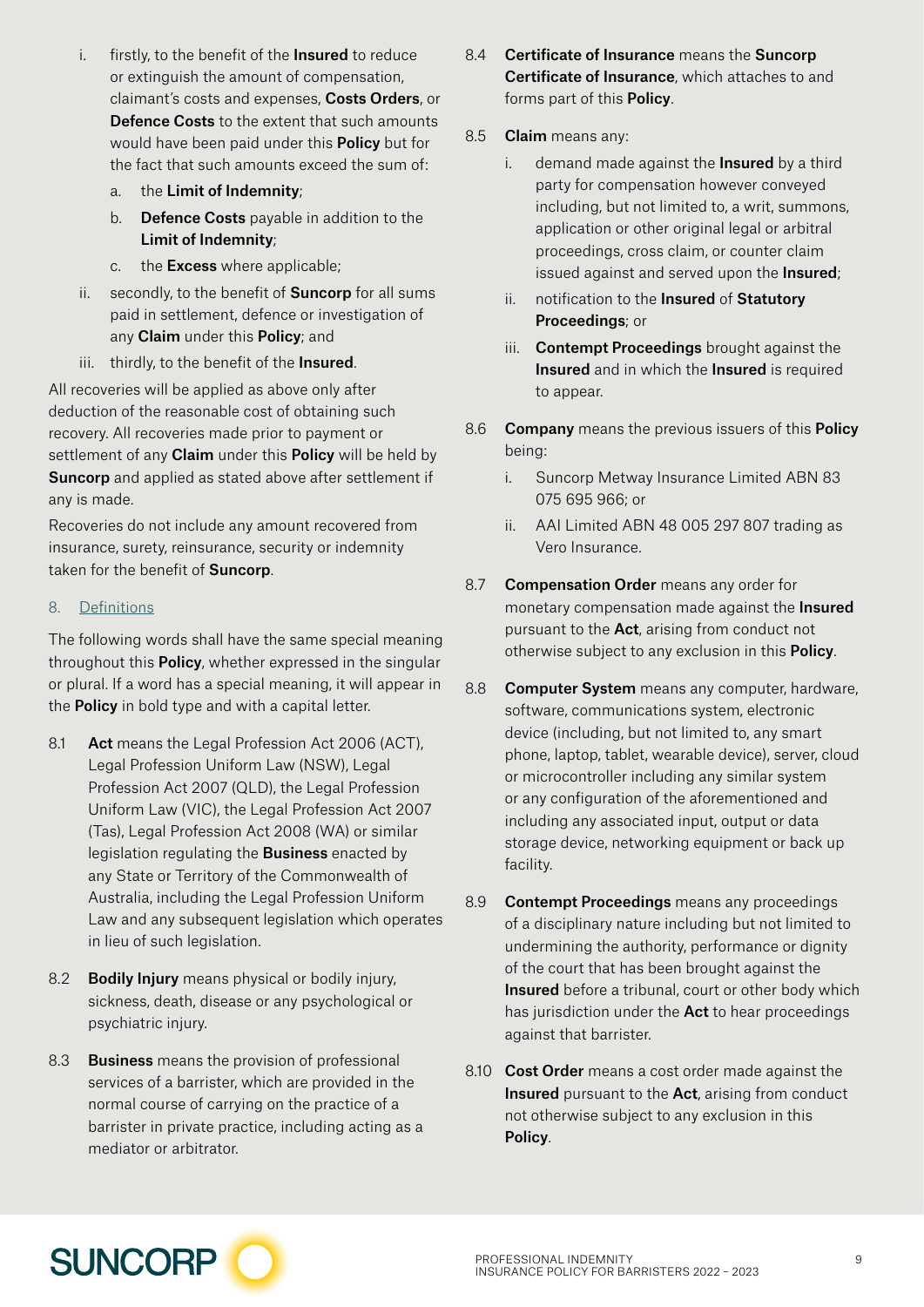i. firstly, to the benefit of the **Insured** to reduce or extinguish the amount of compensation, claimant's costs and expenses, **Costs Orders**, or **Defence Costs** to the extent that such amounts would have been paid under this **Policy** but for the fact that such amounts exceed the sum of:

   a. the **Limit of Indemnity**;

   b. **Defence Costs** payable in addition to the **Limit of Indemnity**;

   c. the **Excess** where applicable;

ii. secondly, to the benefit of **Suncorp** for all sums paid in settlement, defence or investigation of any **Claim** under this **Policy**; and

iii. thirdly, to the benefit of the **Insured**.

All recoveries will be applied as above only after deduction of the reasonable cost of obtaining such recovery. All recoveries made prior to payment or settlement of any **Claim** under this **Policy** will be held by **Suncorp** and applied as stated above after settlement if any is made.

Recoveries do not include any amount recovered from insurance, surety, reinsurance, security or indemnity taken for the benefit of **Suncorp**.

## 8. Definitions

The following words shall have the same special meaning throughout this **Policy**, whether expressed in the singular or plural. If a word has a special meaning, it will appear in the **Policy** in bold type and with a capital letter.

8.1 **Act** means the Legal Profession Act 2006 (ACT), Legal Profession Uniform Law (NSW), Legal Profession Act 2007 (QLD), the Legal Profession Uniform Law (VIC), the Legal Profession Act 2007 (Tas), Legal Profession Act 2008 (WA) or similar legislation regulating the **Business** enacted by any State or Territory of the Commonwealth of Australia, including the Legal Profession Uniform Law and any subsequent legislation which operates in lieu of such legislation.

8.2 **Bodily Injury** means physical or bodily injury, sickness, death, disease or any psychological or psychiatric injury.

8.3 **Business** means the provision of professional services of a barrister, which are provided in the normal course of carrying on the practice of a barrister in private practice, including acting as a mediator or arbitrator.

8.4 **Certificate of Insurance** means the **Suncorp Certificate of Insurance**, which attaches to and forms part of this **Policy**.

8.5 **Claim** means any:

i. demand made against the **Insured** by a third party for compensation however conveyed including, but not limited to, a writ, summons, application or other original legal or arbitral proceedings, cross claim, or counter claim issued against and served upon the **Insured**;

ii. notification to the **Insured** of **Statutory Proceedings**; or

iii. **Contempt Proceedings** brought against the **Insured** and in which the **Insured** is required to appear.

8.6 **Company** means the previous issuers of this **Policy** being:

i. Suncorp Metway Insurance Limited ABN 83 075 695 966; or

ii. AAI Limited ABN 48 005 297 807 trading as Vero Insurance.

8.7 **Compensation Order** means any order for monetary compensation made against the **Insured** pursuant to the **Act**, arising from conduct not otherwise subject to any exclusion in this **Policy**.

8.8 **Computer System** means any computer, hardware, software, communications system, electronic device (including, but not limited to, any smart phone, laptop, tablet, wearable device), server, cloud or microcontroller including any similar system or any configuration of the aforementioned and including any associated input, output or data storage device, networking equipment or back up facility.

8.9 **Contempt Proceedings** means any proceedings of a disciplinary nature including but not limited to undermining the authority, performance or dignity of the court that has been brought against the **Insured** before a tribunal, court or other body which has jurisdiction under the **Act** to hear proceedings against that barrister.

8.10 **Cost Order** means a cost order made against the **Insured** pursuant to the **Act**, arising from conduct not otherwise subject to any exclusion in this **Policy**.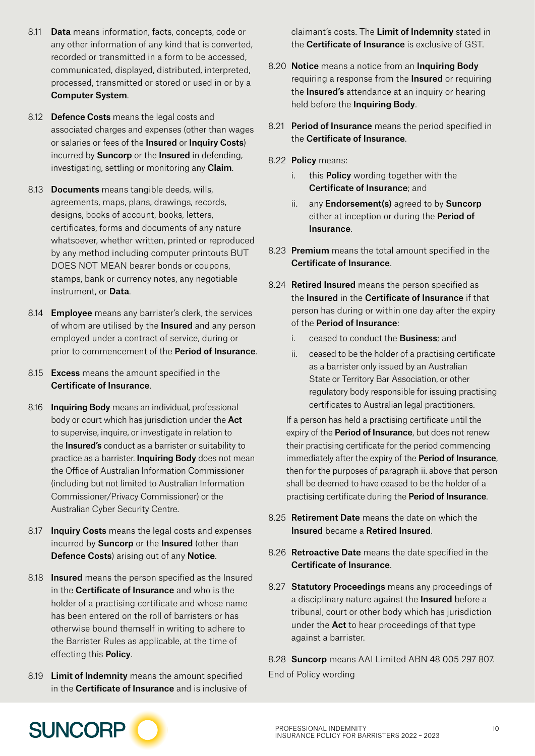8.11 **Data** means information, facts, concepts, code or any other information of any kind that is converted, recorded or transmitted in a form to be accessed, communicated, displayed, distributed, interpreted, processed, transmitted or stored or used in or by a **Computer System**.

8.12 **Defence Costs** means the legal costs and associated charges and expenses (other than wages or salaries or fees of the **Insured** or **Inquiry Costs**) incurred by **Suncorp** or the **Insured** in defending, investigating, settling or monitoring any **Claim**.

8.13 **Documents** means tangible deeds, wills, agreements, maps, plans, drawings, records, designs, books of account, books, letters, certificates, forms and documents of any nature whatsoever, whether written, printed or reproduced by any method including computer printouts BUT DOES NOT MEAN bearer bonds or coupons, stamps, bank or currency notes, any negotiable instrument, or **Data**.

8.14 **Employee** means any barrister's clerk, the services of whom are utilised by the **Insured** and any person employed under a contract of service, during or prior to commencement of the **Period of Insurance**.

8.15 **Excess** means the amount specified in the **Certificate of Insurance**.

8.16 **Inquiring Body** means an individual, professional body or court which has jurisdiction under the **Act** to supervise, inquire, or investigate in relation to the **Insured's** conduct as a barrister or suitability to practice as a barrister. **Inquiring Body** does not mean the Office of Australian Information Commissioner (including but not limited to Australian Information Commissioner/Privacy Commissioner) or the Australian Cyber Security Centre.

8.17 **Inquiry Costs** means the legal costs and expenses incurred by **Suncorp** or the **Insured** (other than **Defence Costs**) arising out of any **Notice**.

8.18 **Insured** means the person specified as the Insured in the **Certificate of Insurance** and who is the holder of a practising certificate and whose name has been entered on the roll of barristers or has otherwise bound themself in writing to adhere to the Barrister Rules as applicable, at the time of effecting this **Policy**.

8.19 **Limit of Indemnity** means the amount specified in the **Certificate of Insurance** and is inclusive of claimant's costs. The **Limit of Indemnity** stated in the **Certificate of Insurance** is exclusive of GST.

8.20 **Notice** means a notice from an **Inquiring Body** requiring a response from the **Insured** or requiring the **Insured's** attendance at an inquiry or hearing held before the **Inquiring Body**.

8.21 **Period of Insurance** means the period specified in the **Certificate of Insurance**.

8.22 **Policy** means:

i. this **Policy** wording together with the **Certificate of Insurance**; and

ii. any **Endorsement(s)** agreed to by **Suncorp** either at inception or during the **Period of Insurance**.

8.23 **Premium** means the total amount specified in the **Certificate of Insurance**.

8.24 **Retired Insured** means the person specified as the **Insured** in the **Certificate of Insurance** if that person has during or within one day after the expiry of the **Period of Insurance**:

i. ceased to conduct the **Business**; and

ii. ceased to be the holder of a practising certificate as a barrister only issued by an Australian State or Territory Bar Association, or other regulatory body responsible for issuing practising certificates to Australian legal practitioners.

If a person has held a practising certificate until the expiry of the **Period of Insurance**, but does not renew their practising certificate for the period commencing immediately after the expiry of the **Period of Insurance**, then for the purposes of paragraph ii. above that person shall be deemed to have ceased to be the holder of a practising certificate during the **Period of Insurance**.

8.25 **Retirement Date** means the date on which the **Insured** became a **Retired Insured**.

8.26 **Retroactive Date** means the date specified in the **Certificate of Insurance**.

8.27 **Statutory Proceedings** means any proceedings of a disciplinary nature against the **Insured** before a tribunal, court or other body which has jurisdiction under the **Act** to hear proceedings of that type against a barrister.

8.28 **Suncorp** means AAI Limited ABN 48 005 297 807.

End of Policy wording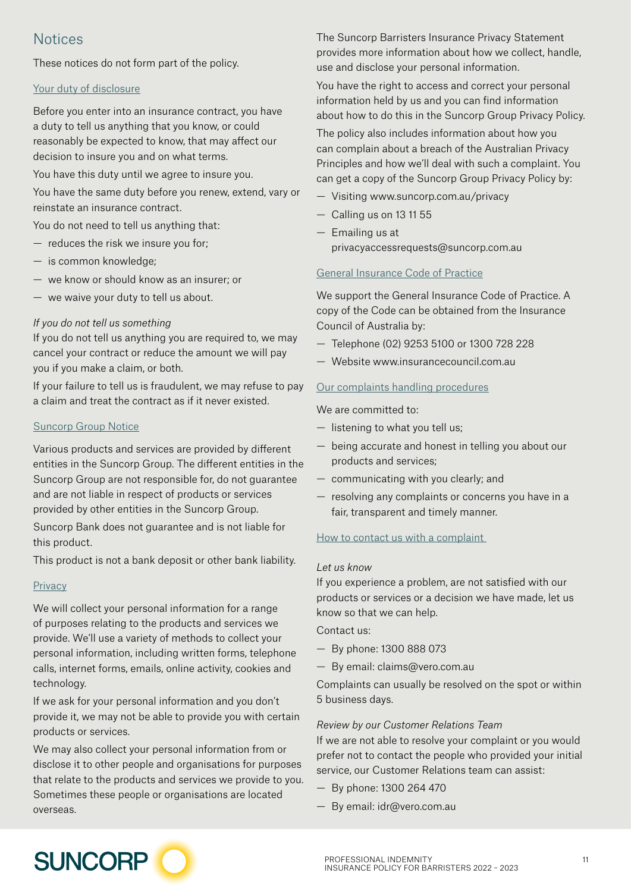## Notices

These notices do not form part of the policy.

### Your duty of disclosure

Before you enter into an insurance contract, you have a duty to tell us anything that you know, or could reasonably be expected to know, that may affect our decision to insure you and on what terms.

You have this duty until we agree to insure you.

You have the same duty before you renew, extend, vary or reinstate an insurance contract.

You do not need to tell us anything that:

- reduces the risk we insure you for;
- is common knowledge;
- we know or should know as an insurer; or
- we waive your duty to tell us about.

*If you do not tell us something*

If you do not tell us anything you are required to, we may cancel your contract or reduce the amount we will pay you if you make a claim, or both.

If your failure to tell us is fraudulent, we may refuse to pay a claim and treat the contract as if it never existed.

### Suncorp Group Notice

Various products and services are provided by different entities in the Suncorp Group. The different entities in the Suncorp Group are not responsible for, do not guarantee and are not liable in respect of products or services provided by other entities in the Suncorp Group.

Suncorp Bank does not guarantee and is not liable for this product.

This product is not a bank deposit or other bank liability.

### Privacy

We will collect your personal information for a range of purposes relating to the products and services we provide. We'll use a variety of methods to collect your personal information, including written forms, telephone calls, internet forms, emails, online activity, cookies and technology.

If we ask for your personal information and you don't provide it, we may not be able to provide you with certain products or services.

We may also collect your personal information from or disclose it to other people and organisations for purposes that relate to the products and services we provide to you. Sometimes these people or organisations are located overseas.

The Suncorp Barristers Insurance Privacy Statement provides more information about how we collect, handle, use and disclose your personal information.

You have the right to access and correct your personal information held by us and you can find information about how to do this in the Suncorp Group Privacy Policy.

The policy also includes information about how you can complain about a breach of the Australian Privacy Principles and how we'll deal with such a complaint. You can get a copy of the Suncorp Group Privacy Policy by:

- Visiting www.suncorp.com.au/privacy
- Calling us on 13 11 55
- Emailing us at privacyaccessrequests@suncorp.com.au

### General Insurance Code of Practice

We support the General Insurance Code of Practice. A copy of the Code can be obtained from the Insurance Council of Australia by:

- Telephone (02) 9253 5100 or 1300 728 228
- Website www.insurancecouncil.com.au

### Our complaints handling procedures

We are committed to:

- listening to what you tell us;
- being accurate and honest in telling you about our products and services;
- communicating with you clearly; and
- resolving any complaints or concerns you have in a fair, transparent and timely manner.

### How to contact us with a complaint

*Let us know*

If you experience a problem, are not satisfied with our products or services or a decision we have made, let us know so that we can help.

Contact us:

- By phone: 1300 888 073
- By email: claims@vero.com.au

Complaints can usually be resolved on the spot or within 5 business days.

*Review by our Customer Relations Team*

If we are not able to resolve your complaint or you would prefer not to contact the people who provided your initial service, our Customer Relations team can assist:

- By phone: 1300 264 470
- By email: idr@vero.com.au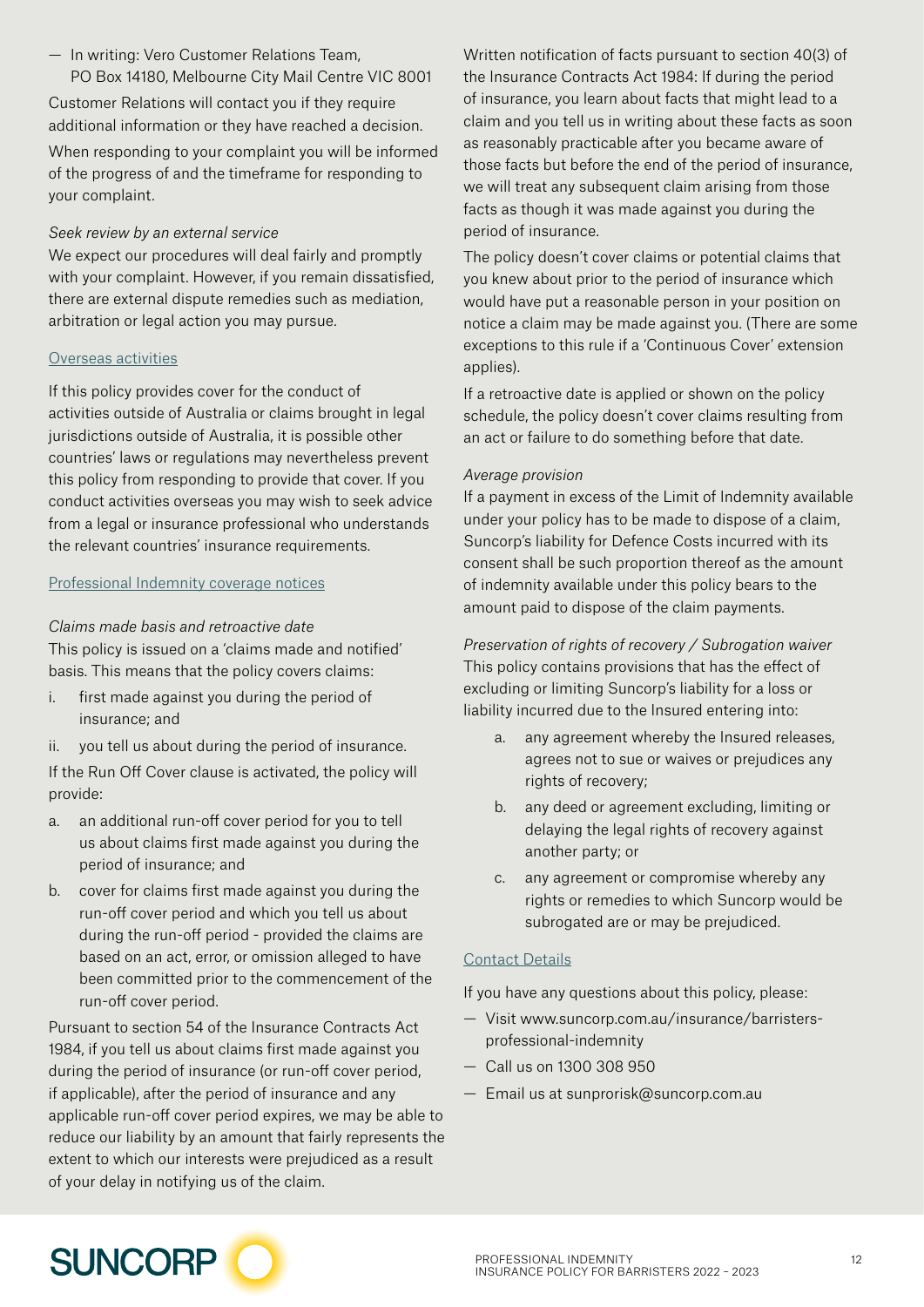— In writing: Vero Customer Relations Team, PO Box 14180, Melbourne City Mail Centre VIC 8001

Customer Relations will contact you if they require additional information or they have reached a decision.

When responding to your complaint you will be informed of the progress of and the timeframe for responding to your complaint.

*Seek review by an external service*

We expect our procedures will deal fairly and promptly with your complaint. However, if you remain dissatisfied, there are external dispute remedies such as mediation, arbitration or legal action you may pursue.

## Overseas activities

If this policy provides cover for the conduct of activities outside of Australia or claims brought in legal jurisdictions outside of Australia, it is possible other countries' laws or regulations may nevertheless prevent this policy from responding to provide that cover. If you conduct activities overseas you may wish to seek advice from a legal or insurance professional who understands the relevant countries' insurance requirements.

## Professional Indemnity coverage notices

*Claims made basis and retroactive date*

This policy is issued on a 'claims made and notified' basis. This means that the policy covers claims:

i. first made against you during the period of insurance; and
ii. you tell us about during the period of insurance.

If the Run Off Cover clause is activated, the policy will provide:

a. an additional run-off cover period for you to tell us about claims first made against you during the period of insurance; and
b. cover for claims first made against you during the run-off cover period and which you tell us about during the run-off period - provided the claims are based on an act, error, or omission alleged to have been committed prior to the commencement of the run-off cover period.

Pursuant to section 54 of the Insurance Contracts Act 1984, if you tell us about claims first made against you during the period of insurance (or run-off cover period, if applicable), after the period of insurance and any applicable run-off cover period expires, we may be able to reduce our liability by an amount that fairly represents the extent to which our interests were prejudiced as a result of your delay in notifying us of the claim.

Written notification of facts pursuant to section 40(3) of the Insurance Contracts Act 1984: If during the period of insurance, you learn about facts that might lead to a claim and you tell us in writing about these facts as soon as reasonably practicable after you became aware of those facts but before the end of the period of insurance, we will treat any subsequent claim arising from those facts as though it was made against you during the period of insurance.

The policy doesn't cover claims or potential claims that you knew about prior to the period of insurance which would have put a reasonable person in your position on notice a claim may be made against you. (There are some exceptions to this rule if a 'Continuous Cover' extension applies).

If a retroactive date is applied or shown on the policy schedule, the policy doesn't cover claims resulting from an act or failure to do something before that date.

*Average provision*

If a payment in excess of the Limit of Indemnity available under your policy has to be made to dispose of a claim, Suncorp's liability for Defence Costs incurred with its consent shall be such proportion thereof as the amount of indemnity available under this policy bears to the amount paid to dispose of the claim payments.

*Preservation of rights of recovery / Subrogation waiver*

This policy contains provisions that has the effect of excluding or limiting Suncorp's liability for a loss or liability incurred due to the Insured entering into:

a. any agreement whereby the Insured releases, agrees not to sue or waives or prejudices any rights of recovery;
b. any deed or agreement excluding, limiting or delaying the legal rights of recovery against another party; or
c. any agreement or compromise whereby any rights or remedies to which Suncorp would be subrogated are or may be prejudiced.

## Contact Details

If you have any questions about this policy, please:

— Visit www.suncorp.com.au/insurance/barristers-professional-indemnity
— Call us on 1300 308 950
— Email us at sunprorisk@suncorp.com.au